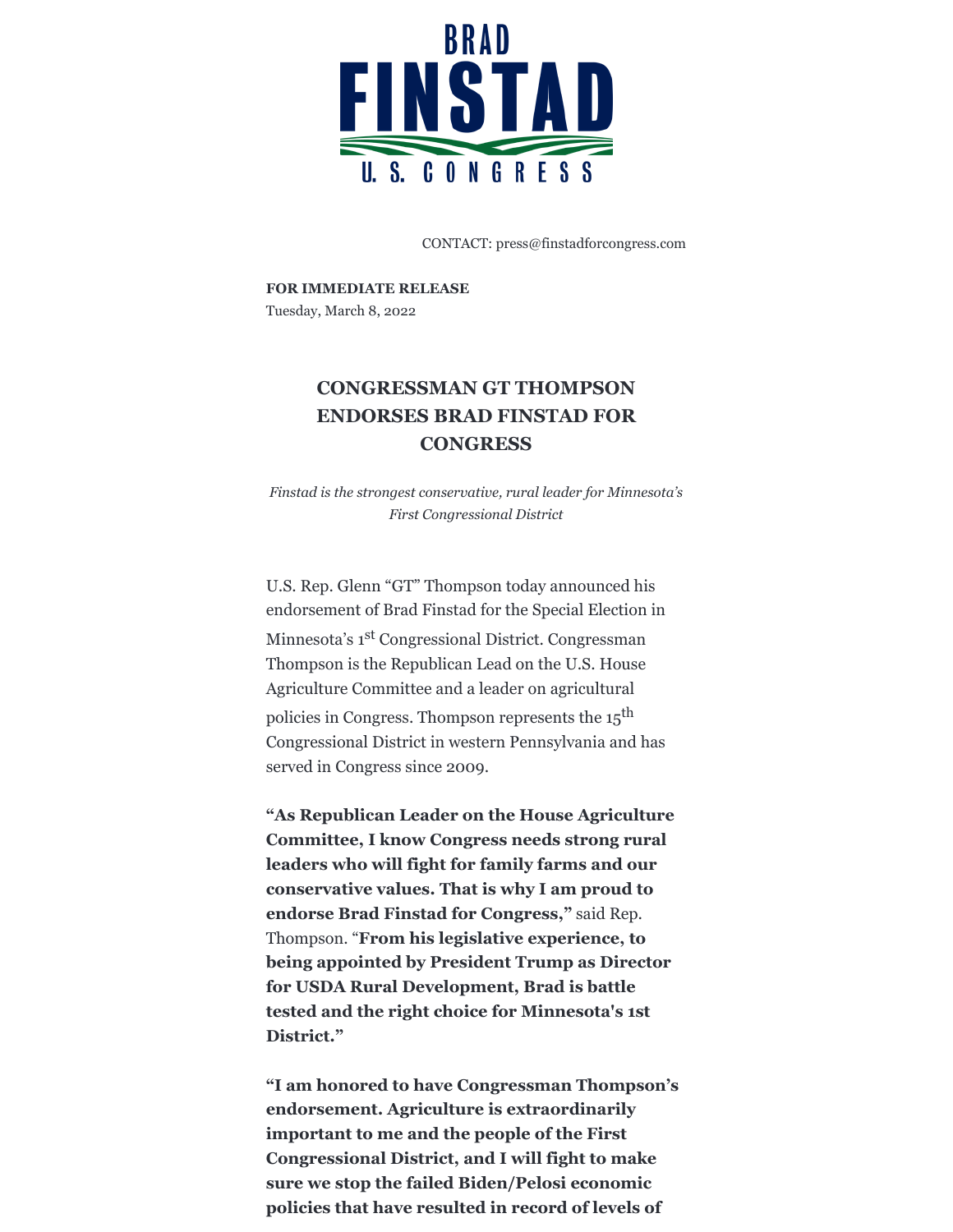BRAD

FINSTAD

U. S. CONGRESS

CONTACT: press@finstadforcongress.com

**FOR IMMEDIATE RELEASE**
Tuesday, March 8, 2022

## CONGRESSMAN GT THOMPSON ENDORSES BRAD FINSTAD FOR CONGRESS

*Finstad is the strongest conservative, rural leader for Minnesota's First Congressional District*

U.S. Rep. Glenn "GT" Thompson today announced his endorsement of Brad Finstad for the Special Election in Minnesota's 1st Congressional District. Congressman Thompson is the Republican Lead on the U.S. House Agriculture Committee and a leader on agricultural policies in Congress. Thompson represents the 15th Congressional District in western Pennsylvania and has served in Congress since 2009.

**"As Republican Leader on the House Agriculture Committee, I know Congress needs strong rural leaders who will fight for family farms and our conservative values. That is why I am proud to endorse Brad Finstad for Congress,"** said Rep. Thompson. "**From his legislative experience, to being appointed by President Trump as Director for USDA Rural Development, Brad is battle tested and the right choice for Minnesota's 1st District."**

**"I am honored to have Congressman Thompson's endorsement. Agriculture is extraordinarily important to me and the people of the First Congressional District, and I will fight to make sure we stop the failed Biden/Pelosi economic policies that have resulted in record of levels of**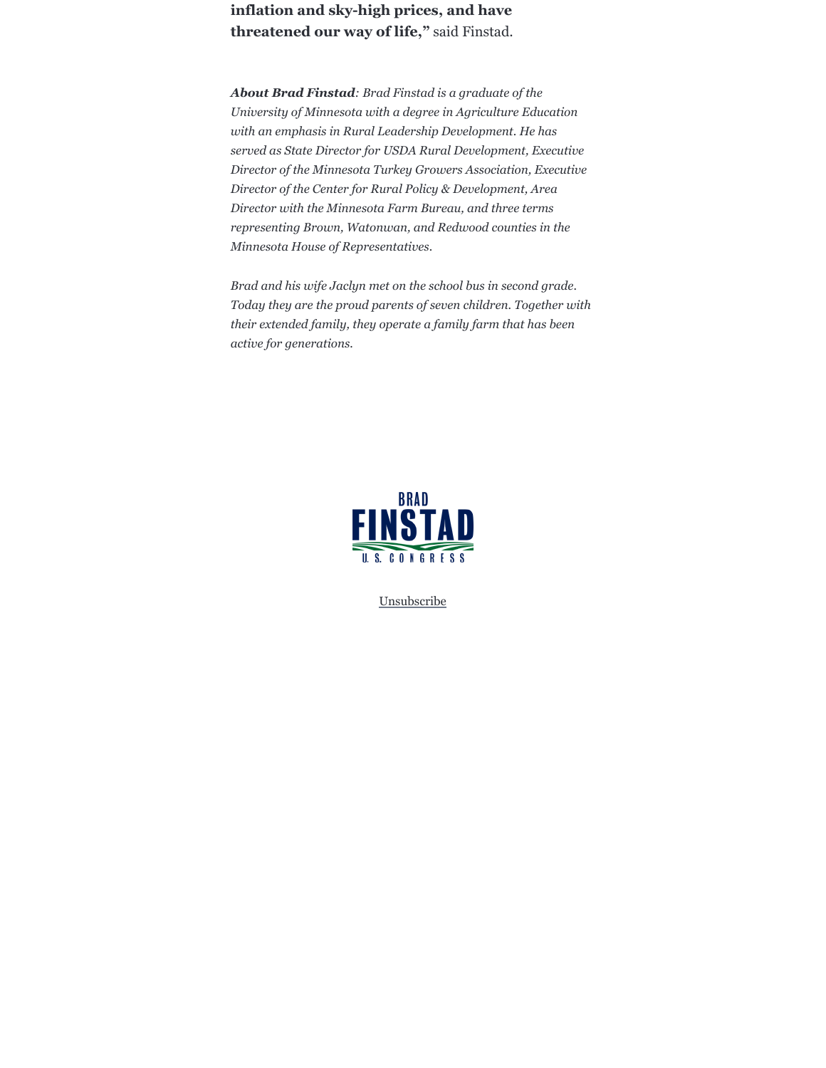**inflation and sky-high prices, and have threatened our way of life,"** said Finstad.

***About Brad Finstad****: Brad Finstad is a graduate of the University of Minnesota with a degree in Agriculture Education with an emphasis in Rural Leadership Development. He has served as State Director for USDA Rural Development, Executive Director of the Minnesota Turkey Growers Association, Executive Director of the Center for Rural Policy & Development, Area Director with the Minnesota Farm Bureau, and three terms representing Brown, Watonwan, and Redwood counties in the Minnesota House of Representatives.*

*Brad and his wife Jaclyn met on the school bus in second grade. Today they are the proud parents of seven children. Together with their extended family, they operate a family farm that has been active for generations.*

BRAD
FINSTAD
U.S. CONGRESS

Unsubscribe